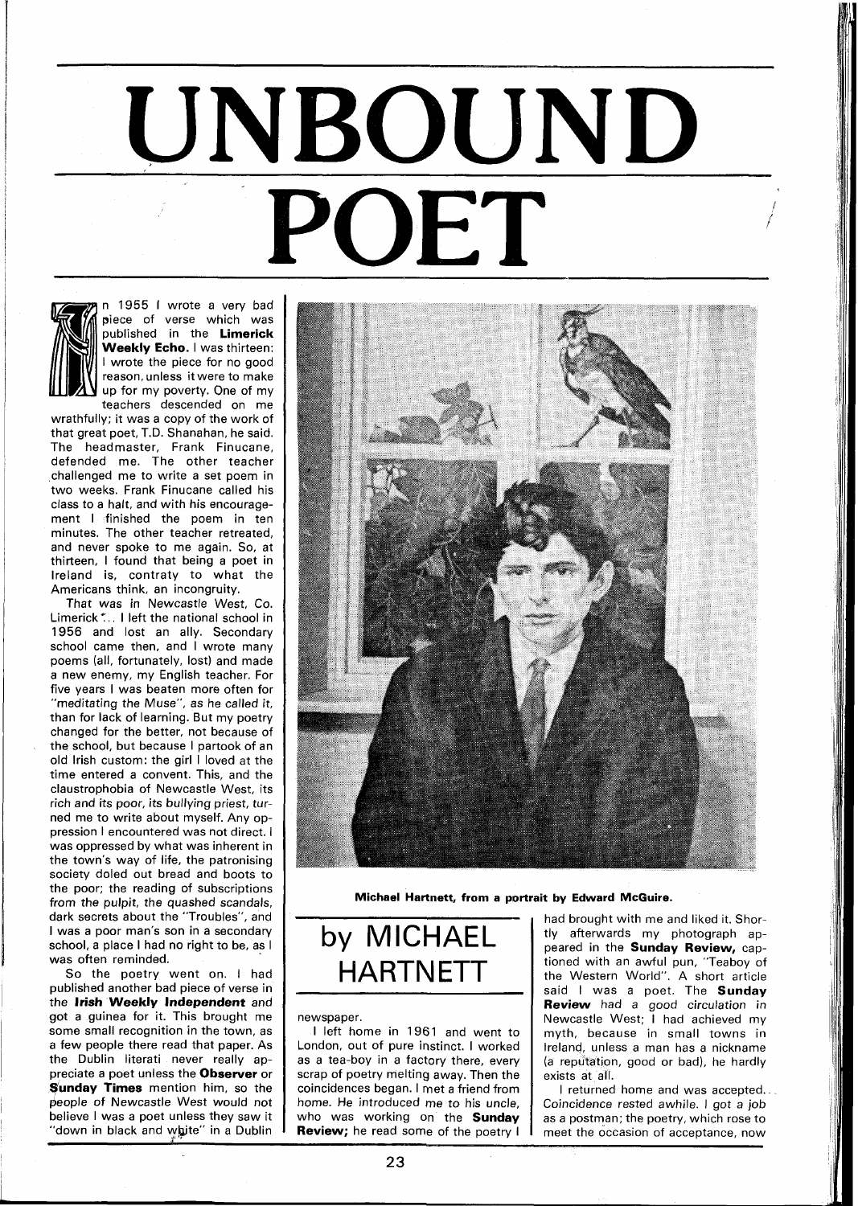# UNBOUND POET

## by MICHAEL HARTNETT

In 1955 I wrote a very bad piece of verse which was published in the **Limerick Weekly Echo.** I was thirteen: I wrote the piece for no good reason, unless it were to make up for my poverty. One of my teachers descended on me wrathfully; it was a copy of the work of that great poet, T.D. Shanahan, he said. The headmaster, Frank Finucane, defended me. The other teacher challenged me to write a set poem in two weeks. Frank Finucane called his class to a halt, and with his encouragement I finished the poem in ten minutes. The other teacher retreated, and never spoke to me again. So, at thirteen, I found that being a poet in Ireland is, contraty to what the Americans think, an incongruity.

That was in Newcastle West, Co. Limerick... I left the national school in 1956 and lost an ally. Secondary school came then, and I wrote many poems (all, fortunately, lost) and made a new enemy, my English teacher. For five years I was beaten more often for "meditating the Muse", as he called it, than for lack of learning. But my poetry changed for the better, not because of the school, but because I partook of an old Irish custom: the girl I loved at the time entered a convent. This, and the claustrophobia of Newcastle West, its rich and its poor, its bullying priest, turned me to write about myself. Any oppression I encountered was not direct. I was oppressed by what was inherent in the town's way of life, the patronising society doled out bread and boots to the poor; the reading of subscriptions from the pulpit, the quashed scandals, dark secrets about the "Troubles", and I was a poor man's son in a secondary school, a place I had no right to be, as I was often reminded.

So the poetry went on. I had published another bad piece of verse in the ***Irish Weekly Independent*** and got a guinea for it. This brought me some small recognition in the town, as a few people there read that paper. As the Dublin literati never really appreciate a poet unless the **Observer** or **Sunday Times** mention him, so the people of Newcastle West would not believe I was a poet unless they saw it "down in black and white" in a Dublin newspaper.

**Michael Hartnett, from a portrait by Edward McGuire.**

I left home in 1961 and went to London, out of pure instinct. I worked as a tea-boy in a factory there, every scrap of poetry melting away. Then the coincidences began. I met a friend from home. He introduced me to his uncle, who was working on the **Sunday Review;** he read some of the poetry I had brought with me and liked it. Shortly afterwards my photograph appeared in the **Sunday Review,** captioned with an awful pun, "Teaboy of the Western World". A short article said I was a poet. The **Sunday Review** had a good circulation in Newcastle West; I had achieved my myth, because in small towns in Ireland, unless a man has a nickname (a reputation, good or bad), he hardly exists at all.

I returned home and was accepted. Coincidence rested awhile. I got a job as a postman; the poetry, which rose to meet the occasion of acceptance, now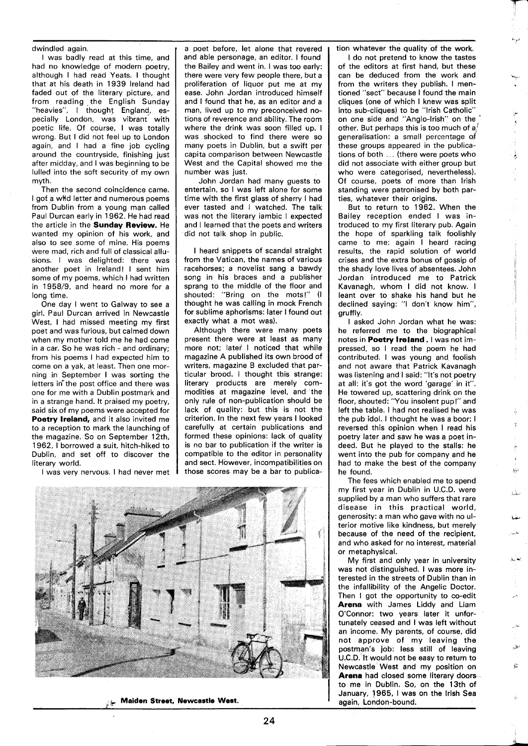dwindled again.

I was badly read at this time, and had no knowledge of modern poetry, although I had read Yeats. I thought that at his death in 1939 Ireland had faded out of the literary picture, and from reading the English Sunday "heavies", I thought England, especially London, was vibrant with poetic life. Of course, I was totally wrong. But I did not feel up to London again, and I had a fine job cycling around the countryside, finishing just after midday, and I was beginning to be lulled into the soft security of my own myth.

Then the second coincidence came. I got a wild letter and numerous poems from Dublin from a young man called Paul Durcan early in 1962. He had read the article in the **Sunday Review.** He wanted my opinion of his work, and also to see some of mine. His poems were mad, rich and full of classical allusions. I was delighted: there was another poet in Ireland! I sent him some of my poems, which I had written in 1958/9, and heard no more for a long time.

One day I went to Galway to see a girl. Paul Durcan arrived in Newcastle West, I had missed meeting my first poet and was furious, but calmed down when my mother told me he had come in a car. So he was rich - and ordinary; from his poems I had expected him to come on a yak, at least. Then one morning in September I was sorting the letters in the post office and there was one for me with a Dublin postmark and in a strange hand. It praised my poetry, said six of my poems were accepted for **Poetry Ireland,** and it also invited me to a reception to mark the launching of the magazine. So on September 12th, 1962, I borrowed a suit, hitch-hiked to Dublin, and set off to discover the literary world.

I was very nervous. I had never met a poet before, let alone that revered and able personage, an editor. I found the Bailey and went in. I was too early: there were very few people there, but a proliferation of liquor put me at my ease. John Jordan introduced himself and I found that he, as an editor and a man, lived up to my preconceived notions of reverence and ability. The room where the drink was soon filled up. I was shocked to find there were so many poets in Dublin, but a swift per capita comparison between Newcastle West and the Capital showed me the number was just.

John Jordan had many guests to entertain, so I was left alone for some time with the first glass of sherry I had ever tasted and I watched. The talk was not the literary iambic I expected and I learned that the poets and writers did not talk shop in public.

I heard snippets of scandal straight from the Vatican, the names of various racehorses; a novelist sang a bawdy song in his braces and a publisher sprang to the middle of the floor and shouted: "Bring on the mots!" (I thought he was calling in mock French for sublime aphorisms: later I found out exactly what a mot was).

Although there were many poets present there were at least as many more not; later I noticed that while magazine A published its own brood of writers, magazine B excluded that particular brood. I thought this strange: literary products are merely commodities at magazine level, and the only rule of non-publication should be lack of quality: but this is not the criterion. In the next few years I looked carefully at certain publications and formed these opinions: lack of quality is no bar to publication if the writer is compatible to the editor in personality and sect. However, incompatibilities on those scores may be a bar to publication whatever the quality of the work.

I do not pretend to know the tastes of the editors at first hand, but these can be deduced from the work and from the writers they publish. I mentioned "sect" because I found the main cliques (one of which I knew was split into sub-cliques) to be "Irish Catholic" on one side and "Anglo-Irish" on the other. But perhaps this is too much of a generalisation: a small percentage of these groups appeared in the publications of both ... (there were poets who did not associate with either group but who were categorised, nevertheless). Of course, poets of more than Irish standing were patronised by both parties, whatever their origins.

But to return to 1962. When the Bailey reception ended I was introduced to my first literary pub. Again the hope of sparkling talk foolishly came to me: again I heard racing results, the rapid solution of world crises and the extra bonus of gossip of the shady love lives of absentees. John Jordan introduced me to Patrick Kavanagh, whom I did not know. I leant over to shake his hand but he declined saying: "I don't know him", gruffly.

I asked John Jordan what he was: he referred me to the biographical notes in **Poetry Ireland.** I was not impressed, so I read the poem he had contributed. I was young and foolish and not aware that Patrick Kavanagh was listening and I said: "It's not poetry at all: it's got the word 'garage' in it". He towered up, scattering drink on the floor, shouted: "You insolent pup!" and left the table. I had not realised he was the pub idol. I thought he was a boor: I reversed this opinion when I read his poetry later and saw he was a poet indeed. But he played to the stalls: he went into the pub for company and he had to make the best of the company he found.

The fees which enabled me to spend my first year in Dublin in U.C.D. were supplied by a man who suffers that rare disease in this practical world, generosity: a man who gave with no ulterior motive like kindness, but merely because of the need of the recipient, and who asked for no interest, material or metaphysical.

My first and only year in university was not distinguished. I was more interested in the streets of Dublin than in the infallibility of the Angelic Doctor. Then I got the opportunity to co-edit **Arena** with James Liddy and Liam O'Connor: two years later it unfortunately ceased and I was left without an income. My parents, of course, did not approve of my leaving the postman's job: less still of leaving U.C.D. It would not be easy to return to Newcastle West and my position on **Arena** had closed some literary doors to me in Dublin. So, on the 13th of January, 1965, I was on the Irish Sea again, London-bound.

**Maiden Street, Newcastle West.**